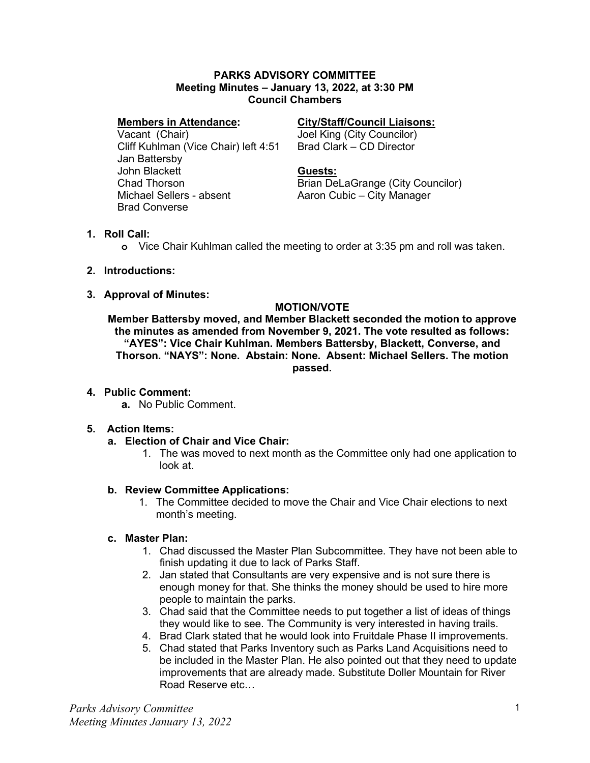**PARKS ADVISORY COMMITTEE**
**Meeting Minutes – January 13, 2022, at 3:30 PM**
**Council Chambers**

**Members in Attendance:**
Vacant (Chair)
Cliff Kuhlman (Vice Chair) left 4:51
Jan Battersby
John Blackett
Chad Thorson
Michael Sellers - absent
Brad Converse

**City/Staff/Council Liaisons:**
Joel King (City Councilor)
Brad Clark – CD Director

**Guests:**
Brian DeLaGrange (City Councilor)
Aaron Cubic – City Manager

1. **Roll Call:**
   - Vice Chair Kuhlman called the meeting to order at 3:35 pm and roll was taken.

2. **Introductions:**

3. **Approval of Minutes:**

   **MOTION/VOTE**

   **Member Battersby moved, and Member Blackett seconded the motion to approve the minutes as amended from November 9, 2021. The vote resulted as follows: "AYES": Vice Chair Kuhlman. Members Battersby, Blackett, Converse, and Thorson. "NAYS": None. Abstain: None. Absent: Michael Sellers. The motion passed.**

4. **Public Comment:**
   a. No Public Comment.

5. **Action Items:**
   a. **Election of Chair and Vice Chair:**
      1. The was moved to next month as the Committee only had one application to look at.

   b. **Review Committee Applications:**
      1. The Committee decided to move the Chair and Vice Chair elections to next month's meeting.

   c. **Master Plan:**
      1. Chad discussed the Master Plan Subcommittee. They have not been able to finish updating it due to lack of Parks Staff.
      2. Jan stated that Consultants are very expensive and is not sure there is enough money for that. She thinks the money should be used to hire more people to maintain the parks.
      3. Chad said that the Committee needs to put together a list of ideas of things they would like to see. The Community is very interested in having trails.
      4. Brad Clark stated that he would look into Fruitdale Phase II improvements.
      5. Chad stated that Parks Inventory such as Parks Land Acquisitions need to be included in the Master Plan. He also pointed out that they need to update improvements that are already made. Substitute Doller Mountain for River Road Reserve etc…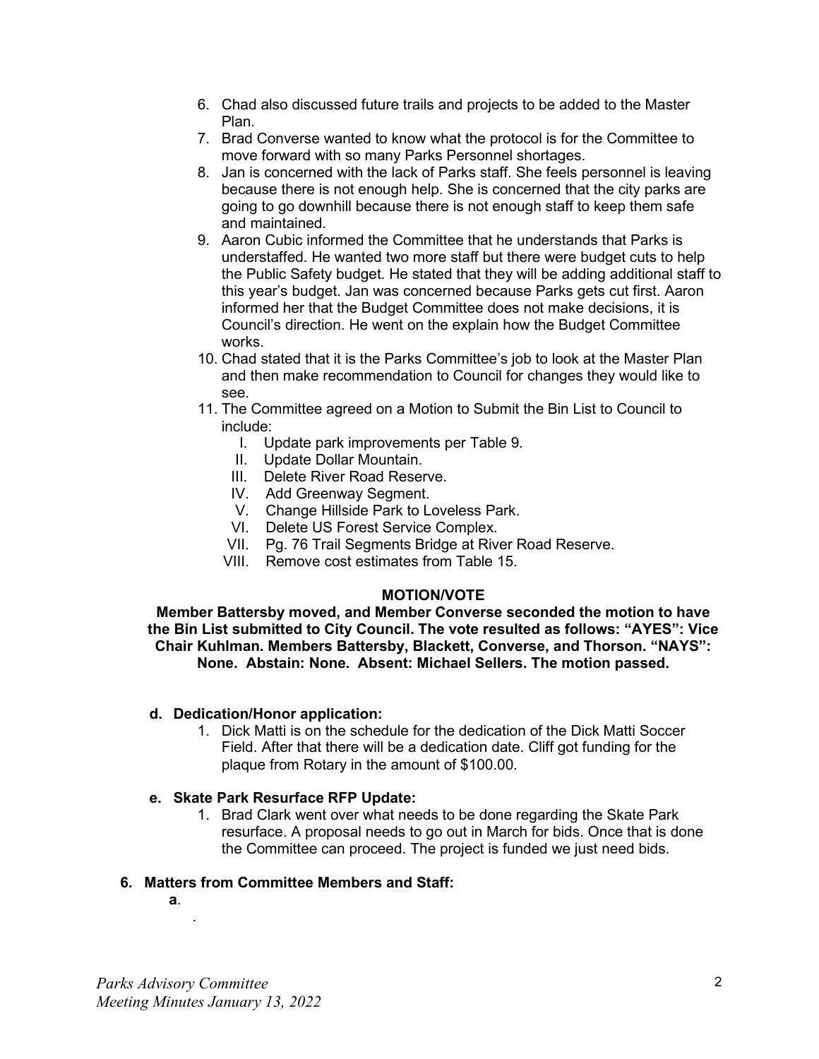6. Chad also discussed future trails and projects to be added to the Master Plan.
7. Brad Converse wanted to know what the protocol is for the Committee to move forward with so many Parks Personnel shortages.
8. Jan is concerned with the lack of Parks staff. She feels personnel is leaving because there is not enough help. She is concerned that the city parks are going to go downhill because there is not enough staff to keep them safe and maintained.
9. Aaron Cubic informed the Committee that he understands that Parks is understaffed. He wanted two more staff but there were budget cuts to help the Public Safety budget. He stated that they will be adding additional staff to this year's budget. Jan was concerned because Parks gets cut first. Aaron informed her that the Budget Committee does not make decisions, it is Council's direction. He went on the explain how the Budget Committee works.
10. Chad stated that it is the Parks Committee's job to look at the Master Plan and then make recommendation to Council for changes they would like to see.
11. The Committee agreed on a Motion to Submit the Bin List to Council to include:
    - I. Update park improvements per Table 9.
    - II. Update Dollar Mountain.
    - III. Delete River Road Reserve.
    - IV. Add Greenway Segment.
    - V. Change Hillside Park to Loveless Park.
    - VI. Delete US Forest Service Complex.
    - VII. Pg. 76 Trail Segments Bridge at River Road Reserve.
    - VIII. Remove cost estimates from Table 15.

**MOTION/VOTE**

**Member Battersby moved, and Member Converse seconded the motion to have the Bin List submitted to City Council. The vote resulted as follows: "AYES": Vice Chair Kuhlman. Members Battersby, Blackett, Converse, and Thorson. "NAYS": None. Abstain: None. Absent: Michael Sellers. The motion passed.**

**d. Dedication/Honor application:**

1. Dick Matti is on the schedule for the dedication of the Dick Matti Soccer Field. After that there will be a dedication date. Cliff got funding for the plaque from Rotary in the amount of $100.00.

**e. Skate Park Resurface RFP Update:**

1. Brad Clark went over what needs to be done regarding the Skate Park resurface. A proposal needs to go out in March for bids. Once that is done the Committee can proceed. The project is funded we just need bids.

**6. Matters from Committee Members and Staff:**

**a**.

.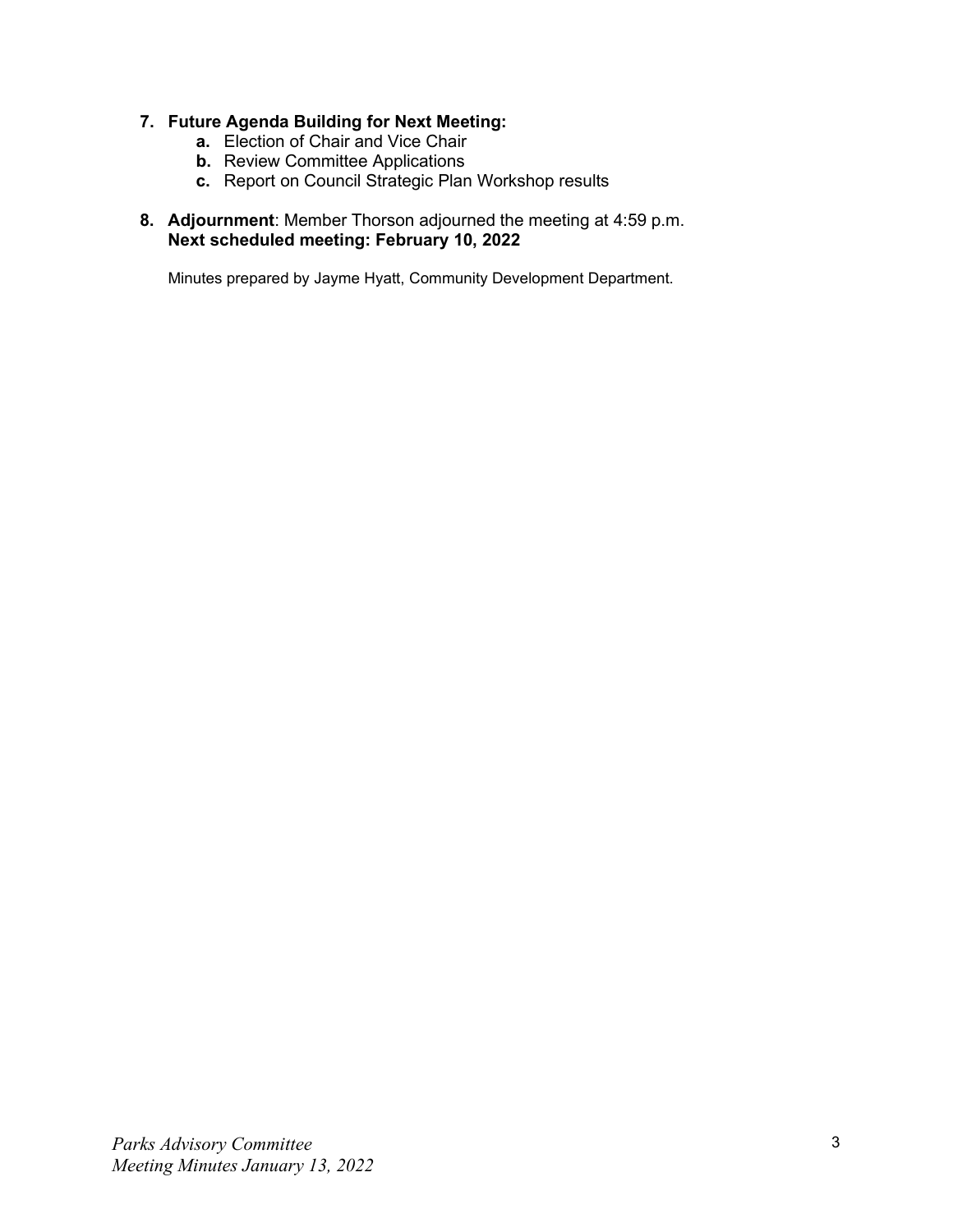7. **Future Agenda Building for Next Meeting:**
    a. Election of Chair and Vice Chair
    b. Review Committee Applications
    c. Report on Council Strategic Plan Workshop results

8. **Adjournment**: Member Thorson adjourned the meeting at 4:59 p.m.
   **Next scheduled meeting: February 10, 2022**

   Minutes prepared by Jayme Hyatt, Community Development Department.